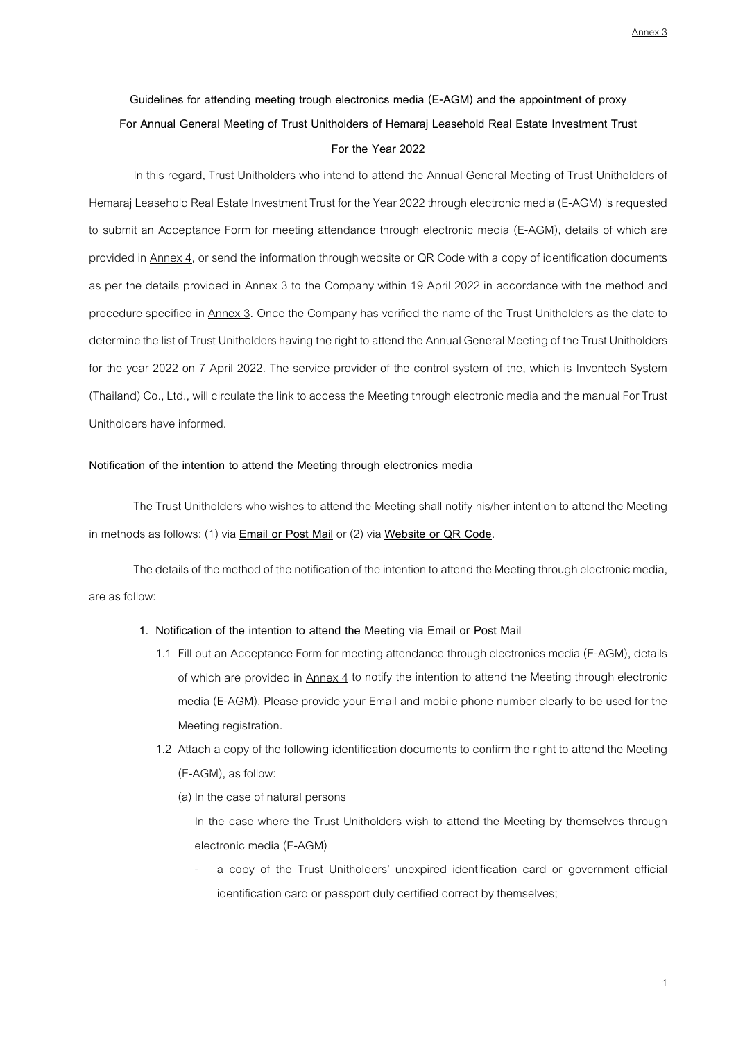Annex 3

**Guidelines for attending meeting trough electronics media (E-AGM) and the appointment of proxy**

**For Annual General Meeting of Trust Unitholders of Hemaraj Leasehold Real Estate Investment Trust**

**For the Year 2022**

In this regard, Trust Unitholders who intend to attend the Annual General Meeting of Trust Unitholders of Hemaraj Leasehold Real Estate Investment Trust for the Year 2022 through electronic media (E-AGM) is requested to submit an Acceptance Form for meeting attendance through electronic media (E-AGM), details of which are provided in Annex 4, or send the information through website or QR Code with a copy of identification documents as per the details provided in Annex 3 to the Company within 19 April 2022 in accordance with the method and procedure specified in Annex 3. Once the Company has verified the name of the Trust Unitholders as the date to determine the list of Trust Unitholders having the right to attend the Annual General Meeting of the Trust Unitholders for the year 2022 on 7 April 2022. The service provider of the control system of the, which is Inventech System (Thailand) Co., Ltd., will circulate the link to access the Meeting through electronic media and the manual For Trust Unitholders have informed.

**Notification of the intention to attend the Meeting through electronics media**

The Trust Unitholders who wishes to attend the Meeting shall notify his/her intention to attend the Meeting in methods as follows: (1) via **Email or Post Mail** or (2) via **Website or QR Code**.

The details of the method of the notification of the intention to attend the Meeting through electronic media, are as follow:

1. **Notification of the intention to attend the Meeting via Email or Post Mail**
   - 1.1 Fill out an Acceptance Form for meeting attendance through electronics media (E-AGM), details of which are provided in Annex 4 to notify the intention to attend the Meeting through electronic media (E-AGM). Please provide your Email and mobile phone number clearly to be used for the Meeting registration.
   - 1.2 Attach a copy of the following identification documents to confirm the right to attend the Meeting (E-AGM), as follow:

     (a) In the case of natural persons

     In the case where the Trust Unitholders wish to attend the Meeting by themselves through electronic media (E-AGM)

     - a copy of the Trust Unitholders' unexpired identification card or government official identification card or passport duly certified correct by themselves;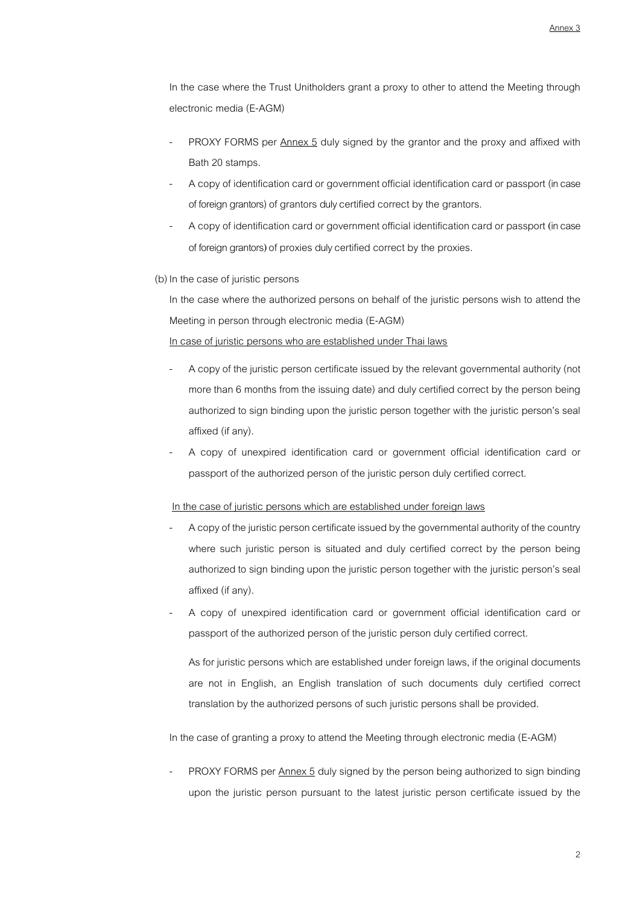In the case where the Trust Unitholders grant a proxy to other to attend the Meeting through electronic media (E-AGM)

- PROXY FORMS per <u>Annex 5</u> duly signed by the grantor and the proxy and affixed with Bath 20 stamps.
- A copy of identification card or government official identification card or passport (in case of foreign grantors) of grantors duly certified correct by the grantors.
- A copy of identification card or government official identification card or passport (in case of foreign grantors) of proxies duly certified correct by the proxies.

(b) In the case of juristic persons

In the case where the authorized persons on behalf of the juristic persons wish to attend the Meeting in person through electronic media (E-AGM)

<u>In case of juristic persons who are established under Thai laws</u>

- A copy of the juristic person certificate issued by the relevant governmental authority (not more than 6 months from the issuing date) and duly certified correct by the person being authorized to sign binding upon the juristic person together with the juristic person's seal affixed (if any).
- A copy of unexpired identification card or government official identification card or passport of the authorized person of the juristic person duly certified correct.

<u>In the case of juristic persons which are established under foreign laws</u>

- A copy of the juristic person certificate issued by the governmental authority of the country where such juristic person is situated and duly certified correct by the person being authorized to sign binding upon the juristic person together with the juristic person's seal affixed (if any).
- A copy of unexpired identification card or government official identification card or passport of the authorized person of the juristic person duly certified correct.

  As for juristic persons which are established under foreign laws, if the original documents are not in English, an English translation of such documents duly certified correct translation by the authorized persons of such juristic persons shall be provided.

In the case of granting a proxy to attend the Meeting through electronic media (E-AGM)

- PROXY FORMS per <u>Annex 5</u> duly signed by the person being authorized to sign binding upon the juristic person pursuant to the latest juristic person certificate issued by the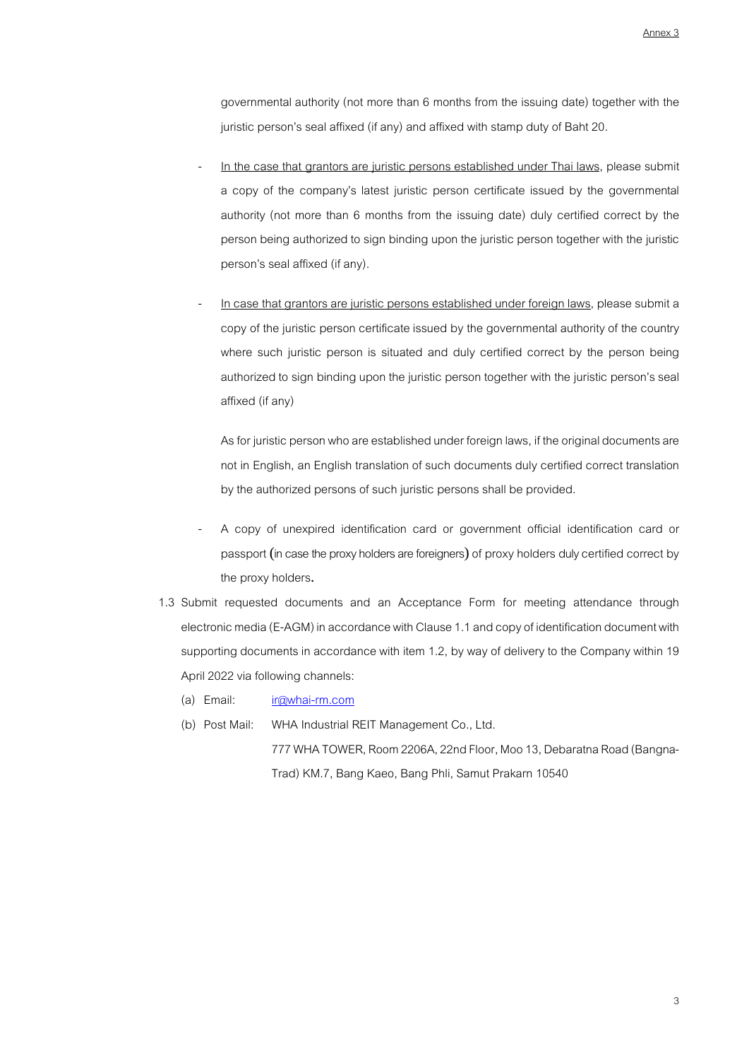governmental authority (not more than 6 months from the issuing date) together with the juristic person's seal affixed (if any) and affixed with stamp duty of Baht 20.

- In the case that grantors are juristic persons established under Thai laws, please submit a copy of the company's latest juristic person certificate issued by the governmental authority (not more than 6 months from the issuing date) duly certified correct by the person being authorized to sign binding upon the juristic person together with the juristic person's seal affixed (if any).

- In case that grantors are juristic persons established under foreign laws, please submit a copy of the juristic person certificate issued by the governmental authority of the country where such juristic person is situated and duly certified correct by the person being authorized to sign binding upon the juristic person together with the juristic person's seal affixed (if any)

  As for juristic person who are established under foreign laws, if the original documents are not in English, an English translation of such documents duly certified correct translation by the authorized persons of such juristic persons shall be provided.

- A copy of unexpired identification card or government official identification card or passport (in case the proxy holders are foreigners) of proxy holders duly certified correct by the proxy holders.

1.3 Submit requested documents and an Acceptance Form for meeting attendance through electronic media (E-AGM) in accordance with Clause 1.1 and copy of identification document with supporting documents in accordance with item 1.2, by way of delivery to the Company within 19 April 2022 via following channels:

(a) Email: ir@whai-rm.com

(b) Post Mail: WHA Industrial REIT Management Co., Ltd.
777 WHA TOWER, Room 2206A, 22nd Floor, Moo 13, Debaratna Road (Bangna-Trad) KM.7, Bang Kaeo, Bang Phli, Samut Prakarn 10540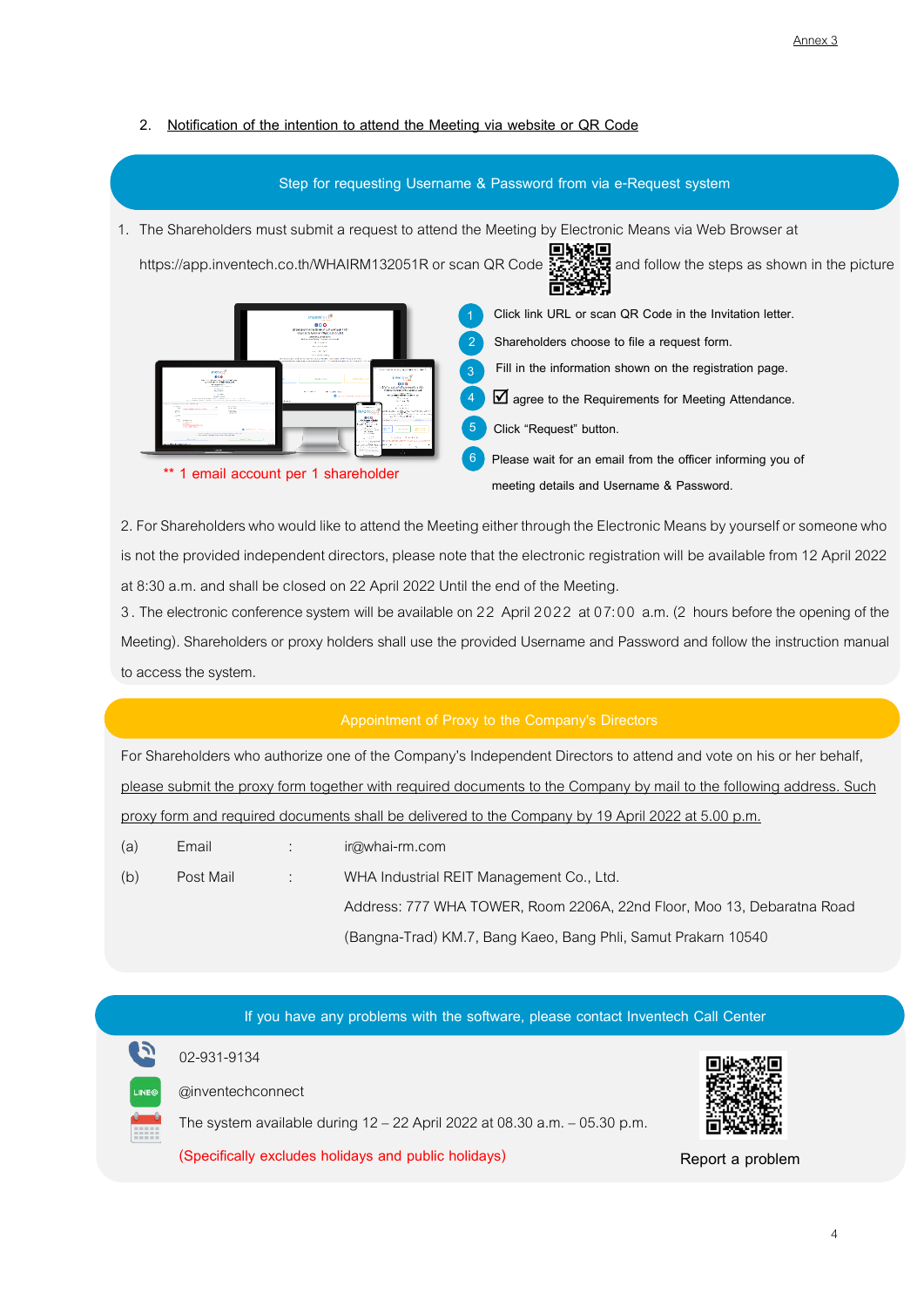2. Notification of the intention to attend the Meeting via website or QR Code

## Step for requesting Username & Password from via e-Request system

1. The Shareholders must submit a request to attend the Meeting by Electronic Means via Web Browser at https://app.inventech.co.th/WHAIRM132051R or scan QR Code and follow the steps as shown in the picture

** 1 email account per 1 shareholder

1. Click link URL or scan QR Code in the Invitation letter.
2. Shareholders choose to file a request form.
3. Fill in the information shown on the registration page.
4. ☑ agree to the Requirements for Meeting Attendance.
5. Click "Request" button.
6. Please wait for an email from the officer informing you of meeting details and Username & Password.

2. For Shareholders who would like to attend the Meeting either through the Electronic Means by yourself or someone who is not the provided independent directors, please note that the electronic registration will be available from 12 April 2022 at 8:30 a.m. and shall be closed on 22 April 2022 Until the end of the Meeting.

3. The electronic conference system will be available on 22 April 2022 at 07:00 a.m. (2 hours before the opening of the Meeting). Shareholders or proxy holders shall use the provided Username and Password and follow the instruction manual to access the system.

## Appointment of Proxy to the Company's Directors

For Shareholders who authorize one of the Company's Independent Directors to attend and vote on his or her behalf, please submit the proxy form together with required documents to the Company by mail to the following address. Such proxy form and required documents shall be delivered to the Company by 19 April 2022 at 5.00 p.m.

(a) Email : ir@whai-rm.com

(b) Post Mail : WHA Industrial REIT Management Co., Ltd.
Address: 777 WHA TOWER, Room 2206A, 22nd Floor, Moo 13, Debaratna Road (Bangna-Trad) KM.7, Bang Kaeo, Bang Phli, Samut Prakarn 10540

## If you have any problems with the software, please contact Inventech Call Center

02-931-9134

@inventechconnect

The system available during 12 – 22 April 2022 at 08.30 a.m. – 05.30 p.m.

(Specifically excludes holidays and public holidays)

Report a problem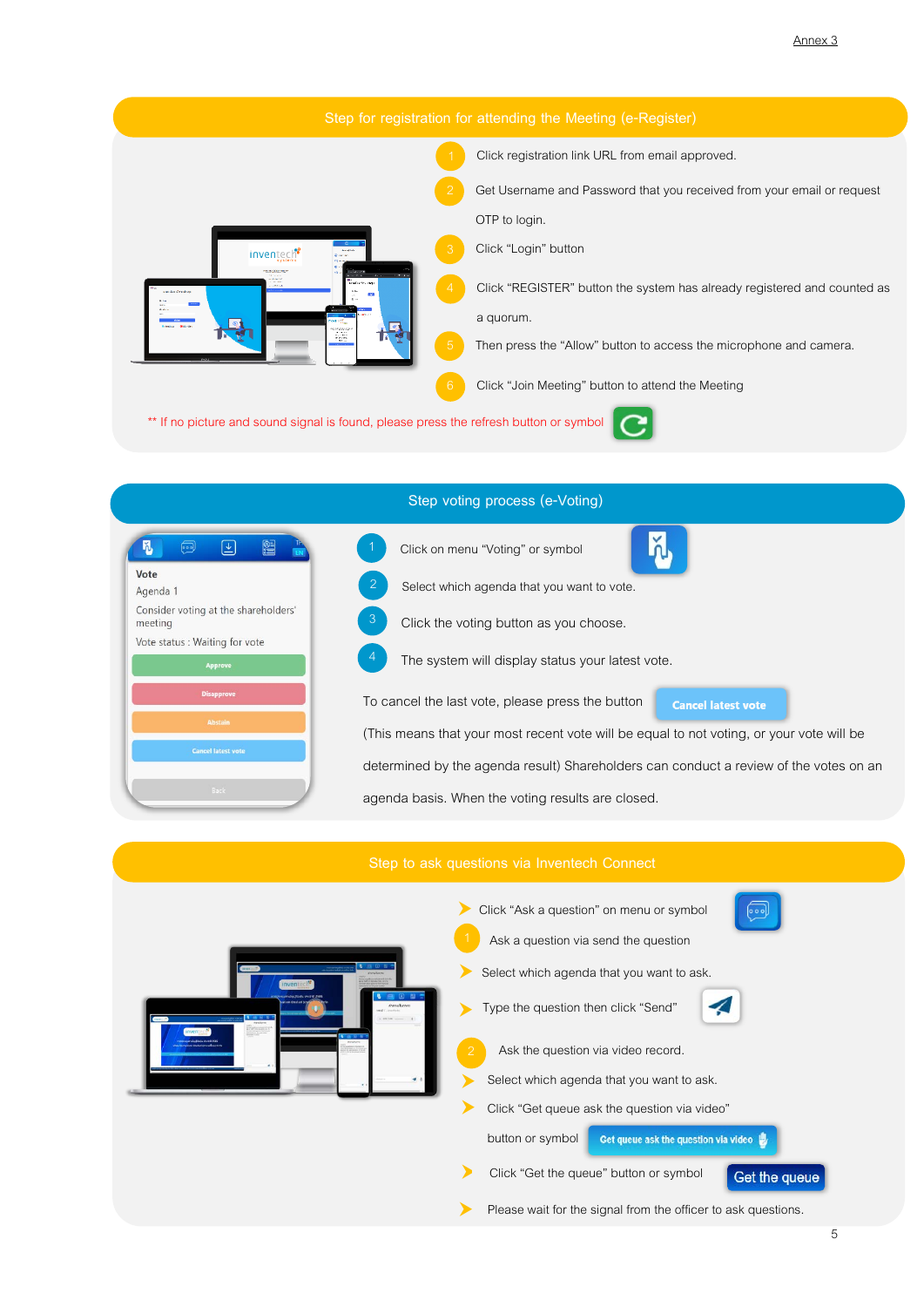Annex 3

## Step for registration for attending the Meeting (e-Register)

1. Click registration link URL from email approved.
2. Get Username and Password that you received from your email or request OTP to login.
3. Click “Login” button
4. Click “REGISTER” button the system has already registered and counted as a quorum.
5. Then press the “Allow” button to access the microphone and camera.
6. Click “Join Meeting” button to attend the Meeting

** If no picture and sound signal is found, please press the refresh button or symbol

## Step voting process (e-Voting)

1. Click on menu “Voting” or symbol
2. Select which agenda that you want to vote.
3. Click the voting button as you choose.
4. The system will display status your latest vote.

To cancel the last vote, please press the button **Cancel latest vote**

(This means that your most recent vote will be equal to not voting, or your vote will be determined by the agenda result) Shareholders can conduct a review of the votes on an agenda basis. When the voting results are closed.

## Step to ask questions via Inventech Connect

- Click “Ask a question” on menu or symbol

1. Ask a question via send the question
   - Select which agenda that you want to ask.
   - Type the question then click “Send”
2. Ask the question via video record.
   - Select which agenda that you want to ask.
   - Click “Get queue ask the question via video” button or symbol **Get queue ask the question via video**
   - Click “Get the queue” button or symbol **Get the queue**
   - Please wait for the signal from the officer to ask questions.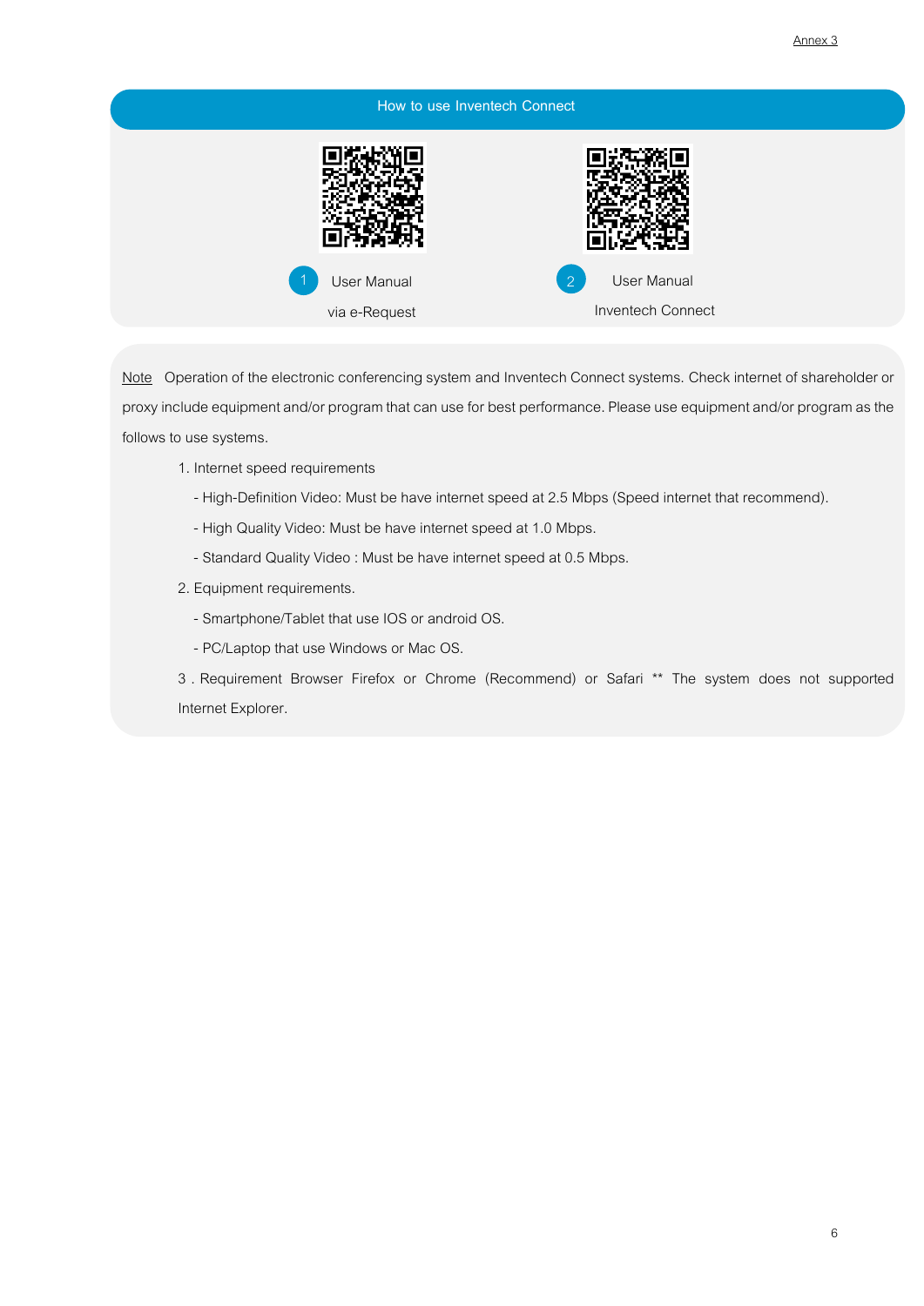Annex 3

## How to use Inventech Connect

1. User Manual via e-Request
2. User Manual Inventech Connect

Note Operation of the electronic conferencing system and Inventech Connect systems. Check internet of shareholder or proxy include equipment and/or program that can use for best performance. Please use equipment and/or program as the follows to use systems.

1. Internet speed requirements
   - High-Definition Video: Must be have internet speed at 2.5 Mbps (Speed internet that recommend).
   - High Quality Video: Must be have internet speed at 1.0 Mbps.
   - Standard Quality Video : Must be have internet speed at 0.5 Mbps.
2. Equipment requirements.
   - Smartphone/Tablet that use IOS or android OS.
   - PC/Laptop that use Windows or Mac OS.
3. Requirement Browser Firefox or Chrome (Recommend) or Safari ** The system does not supported Internet Explorer.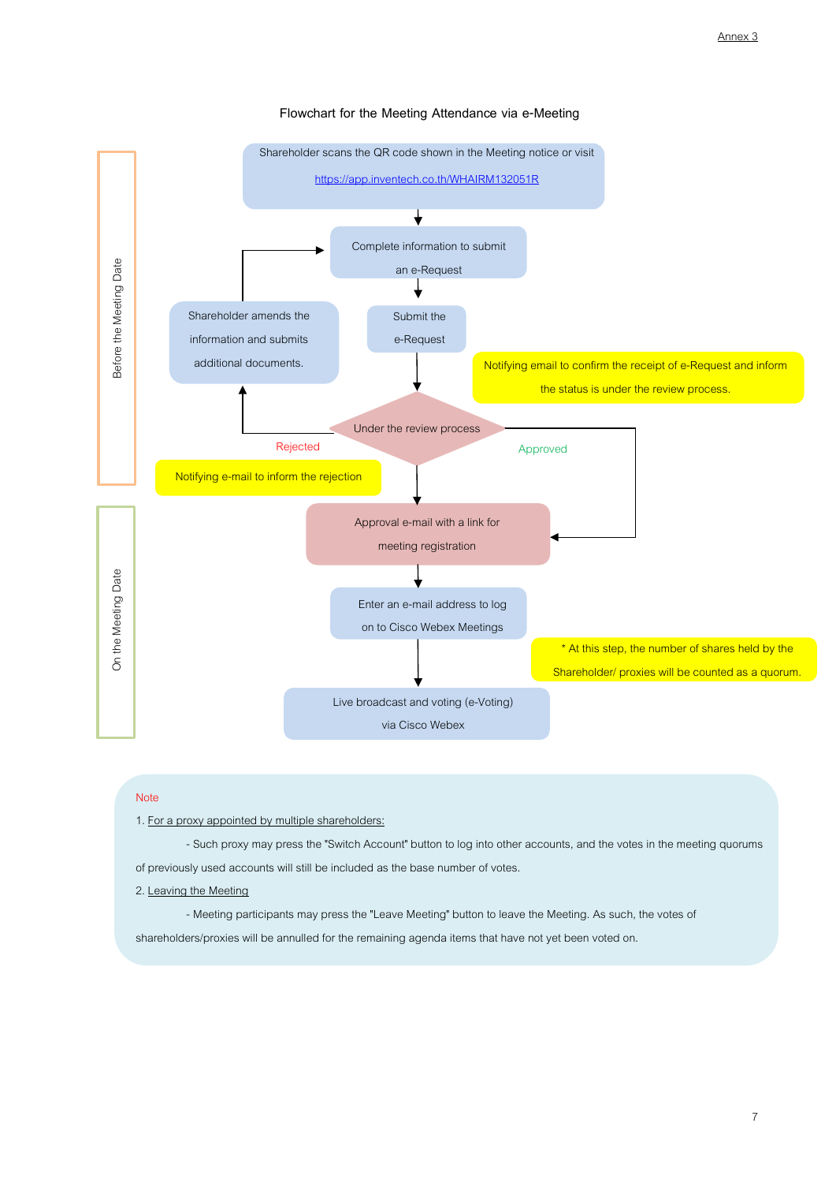Annex 3

# Flowchart for the Meeting Attendance via e-Meeting

Before the Meeting Date

Shareholder scans the QR code shown in the Meeting notice or visit https://app.inventech.co.th/WHAIRM132051R

Complete information to submit an e-Request

Submit the e-Request

Notifying email to confirm the receipt of e-Request and inform the status is under the review process.

Under the review process

Rejected

Notifying e-mail to inform the rejection

Shareholder amends the information and submits additional documents.

Approved

On the Meeting Date

Approval e-mail with a link for meeting registration

Enter an e-mail address to log on to Cisco Webex Meetings

* At this step, the number of shares held by the Shareholder/ proxies will be counted as a quorum.

Live broadcast and voting (e-Voting) via Cisco Webex

Note

1. For a proxy appointed by multiple shareholders:

- Such proxy may press the "Switch Account" button to log into other accounts, and the votes in the meeting quorums of previously used accounts will still be included as the base number of votes.

2. Leaving the Meeting

- Meeting participants may press the "Leave Meeting" button to leave the Meeting. As such, the votes of shareholders/proxies will be annulled for the remaining agenda items that have not yet been voted on.